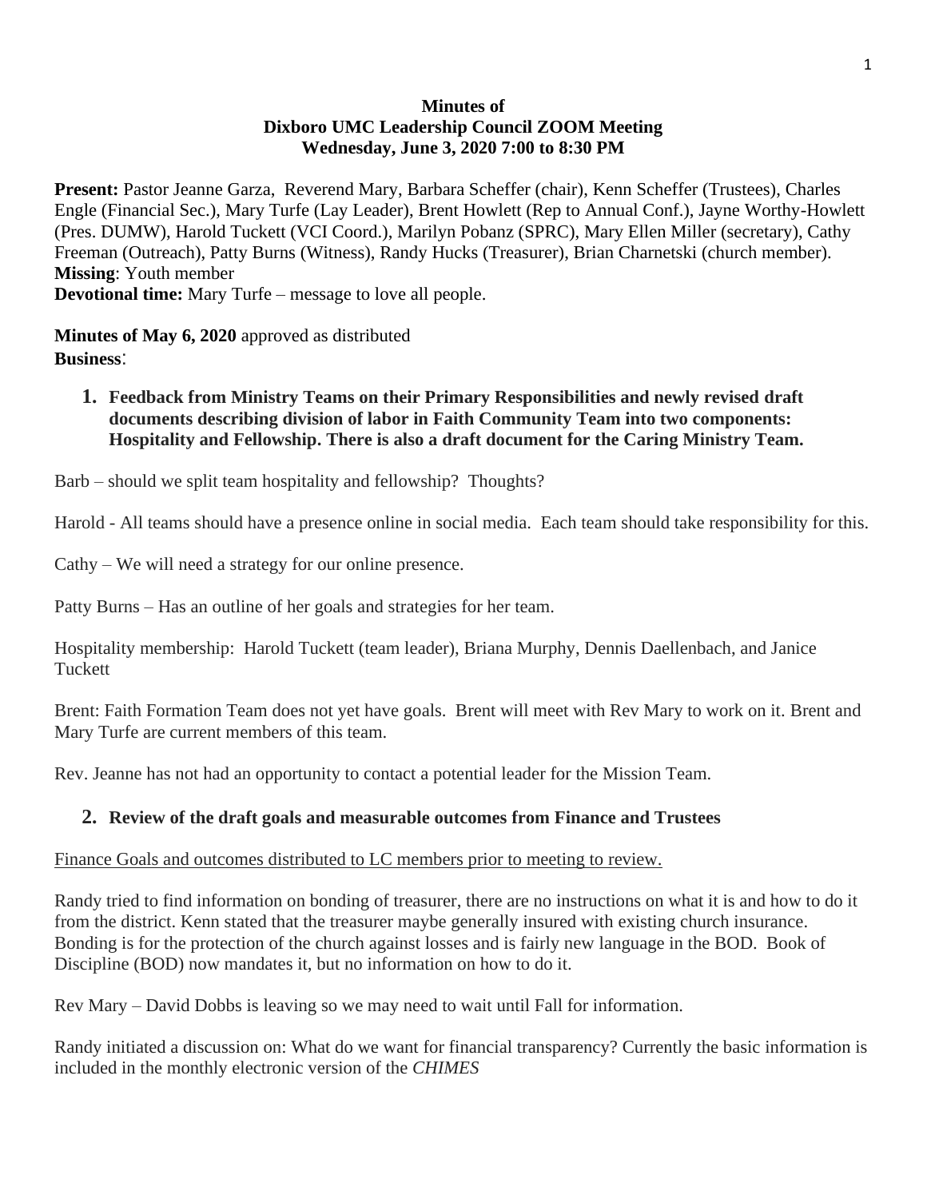**Minutes of**
**Dixboro UMC Leadership Council ZOOM Meeting**
**Wednesday, June 3, 2020 7:00 to 8:30 PM**

**Present:** Pastor Jeanne Garza, Reverend Mary, Barbara Scheffer (chair), Kenn Scheffer (Trustees), Charles Engle (Financial Sec.), Mary Turfe (Lay Leader), Brent Howlett (Rep to Annual Conf.), Jayne Worthy-Howlett (Pres. DUMW), Harold Tuckett (VCI Coord.), Marilyn Pobanz (SPRC), Mary Ellen Miller (secretary), Cathy Freeman (Outreach), Patty Burns (Witness), Randy Hucks (Treasurer), Brian Charnetski (church member).
**Missing**: Youth member
**Devotional time:** Mary Turfe – message to love all people.

**Minutes of May 6, 2020** approved as distributed
**Business**:

1. **Feedback from Ministry Teams on their Primary Responsibilities and newly revised draft documents describing division of labor in Faith Community Team into two components: Hospitality and Fellowship. There is also a draft document for the Caring Ministry Team.**

Barb – should we split team hospitality and fellowship? Thoughts?

Harold - All teams should have a presence online in social media. Each team should take responsibility for this.

Cathy – We will need a strategy for our online presence.

Patty Burns – Has an outline of her goals and strategies for her team.

Hospitality membership: Harold Tuckett (team leader), Briana Murphy, Dennis Daellenbach, and Janice Tuckett

Brent: Faith Formation Team does not yet have goals. Brent will meet with Rev Mary to work on it. Brent and Mary Turfe are current members of this team.

Rev. Jeanne has not had an opportunity to contact a potential leader for the Mission Team.

2. **Review of the draft goals and measurable outcomes from Finance and Trustees**

Finance Goals and outcomes distributed to LC members prior to meeting to review.

Randy tried to find information on bonding of treasurer, there are no instructions on what it is and how to do it from the district. Kenn stated that the treasurer maybe generally insured with existing church insurance. Bonding is for the protection of the church against losses and is fairly new language in the BOD. Book of Discipline (BOD) now mandates it, but no information on how to do it.

Rev Mary – David Dobbs is leaving so we may need to wait until Fall for information.

Randy initiated a discussion on: What do we want for financial transparency? Currently the basic information is included in the monthly electronic version of the *CHIMES*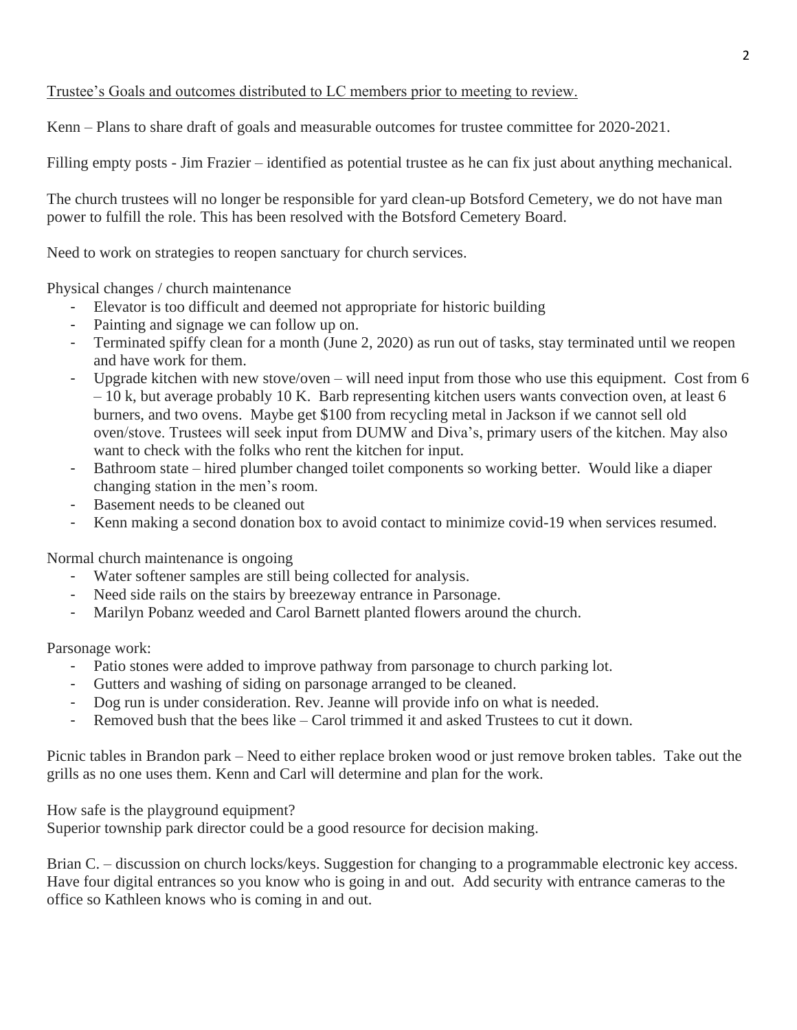Trustee's Goals and outcomes distributed to LC members prior to meeting to review.

Kenn – Plans to share draft of goals and measurable outcomes for trustee committee for 2020-2021.

Filling empty posts - Jim Frazier – identified as potential trustee as he can fix just about anything mechanical.

The church trustees will no longer be responsible for yard clean-up Botsford Cemetery, we do not have man power to fulfill the role. This has been resolved with the Botsford Cemetery Board.

Need to work on strategies to reopen sanctuary for church services.

Physical changes / church maintenance

- Elevator is too difficult and deemed not appropriate for historic building
- Painting and signage we can follow up on.
- Terminated spiffy clean for a month (June 2, 2020) as run out of tasks, stay terminated until we reopen and have work for them.
- Upgrade kitchen with new stove/oven – will need input from those who use this equipment. Cost from 6 – 10 k, but average probably 10 K. Barb representing kitchen users wants convection oven, at least 6 burners, and two ovens. Maybe get $100 from recycling metal in Jackson if we cannot sell old oven/stove. Trustees will seek input from DUMW and Diva's, primary users of the kitchen. May also want to check with the folks who rent the kitchen for input.
- Bathroom state – hired plumber changed toilet components so working better. Would like a diaper changing station in the men's room.
- Basement needs to be cleaned out
- Kenn making a second donation box to avoid contact to minimize covid-19 when services resumed.

Normal church maintenance is ongoing

- Water softener samples are still being collected for analysis.
- Need side rails on the stairs by breezeway entrance in Parsonage.
- Marilyn Pobanz weeded and Carol Barnett planted flowers around the church.

Parsonage work:

- Patio stones were added to improve pathway from parsonage to church parking lot.
- Gutters and washing of siding on parsonage arranged to be cleaned.
- Dog run is under consideration. Rev. Jeanne will provide info on what is needed.
- Removed bush that the bees like – Carol trimmed it and asked Trustees to cut it down.

Picnic tables in Brandon park – Need to either replace broken wood or just remove broken tables. Take out the grills as no one uses them. Kenn and Carl will determine and plan for the work.

How safe is the playground equipment?
Superior township park director could be a good resource for decision making.

Brian C. – discussion on church locks/keys. Suggestion for changing to a programmable electronic key access. Have four digital entrances so you know who is going in and out. Add security with entrance cameras to the office so Kathleen knows who is coming in and out.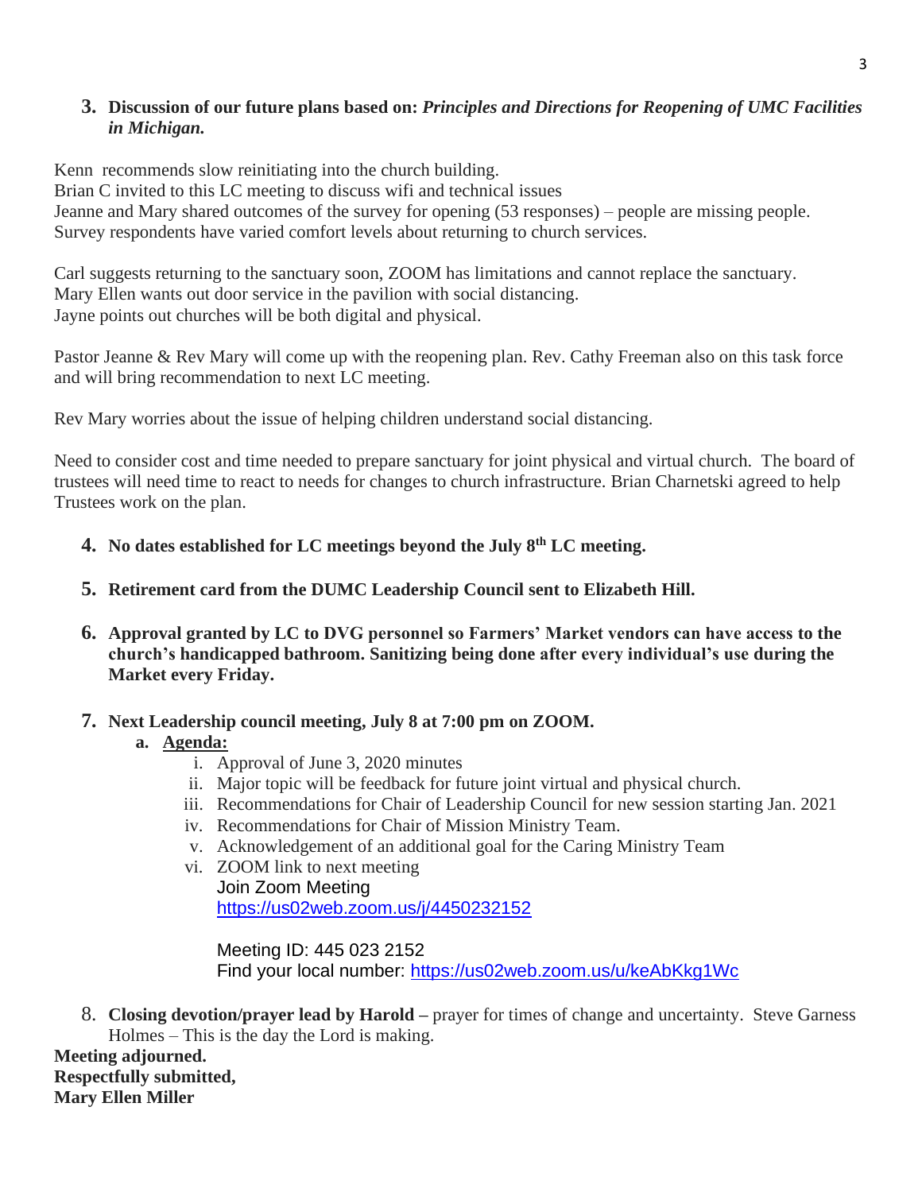3. **Discussion of our future plans based on: *Principles and Directions for Reopening of UMC Facilities in Michigan.***

Kenn recommends slow reinitiating into the church building.
Brian C invited to this LC meeting to discuss wifi and technical issues
Jeanne and Mary shared outcomes of the survey for opening (53 responses) – people are missing people. Survey respondents have varied comfort levels about returning to church services.

Carl suggests returning to the sanctuary soon, ZOOM has limitations and cannot replace the sanctuary.
Mary Ellen wants out door service in the pavilion with social distancing.
Jayne points out churches will be both digital and physical.

Pastor Jeanne & Rev Mary will come up with the reopening plan. Rev. Cathy Freeman also on this task force and will bring recommendation to next LC meeting.

Rev Mary worries about the issue of helping children understand social distancing.

Need to consider cost and time needed to prepare sanctuary for joint physical and virtual church. The board of trustees will need time to react to needs for changes to church infrastructure. Brian Charnetski agreed to help Trustees work on the plan.

4. **No dates established for LC meetings beyond the July 8th LC meeting.**

5. **Retirement card from the DUMC Leadership Council sent to Elizabeth Hill.**

6. **Approval granted by LC to DVG personnel so Farmers' Market vendors can have access to the church's handicapped bathroom. Sanitizing being done after every individual's use during the Market every Friday.**

7. **Next Leadership council meeting, July 8 at 7:00 pm on ZOOM.**
   a. **Agenda:**
      i. Approval of June 3, 2020 minutes
      ii. Major topic will be feedback for future joint virtual and physical church.
      iii. Recommendations for Chair of Leadership Council for new session starting Jan. 2021
      iv. Recommendations for Chair of Mission Ministry Team.
      v. Acknowledgement of an additional goal for the Caring Ministry Team
      vi. ZOOM link to next meeting
      Join Zoom Meeting
      https://us02web.zoom.us/j/4450232152

      Meeting ID: 445 023 2152
      Find your local number: https://us02web.zoom.us/u/keAbKkg1Wc

8. **Closing devotion/prayer lead by Harold** – prayer for times of change and uncertainty. Steve Garness Holmes – This is the day the Lord is making.

**Meeting adjourned.**
**Respectfully submitted,**
**Mary Ellen Miller**